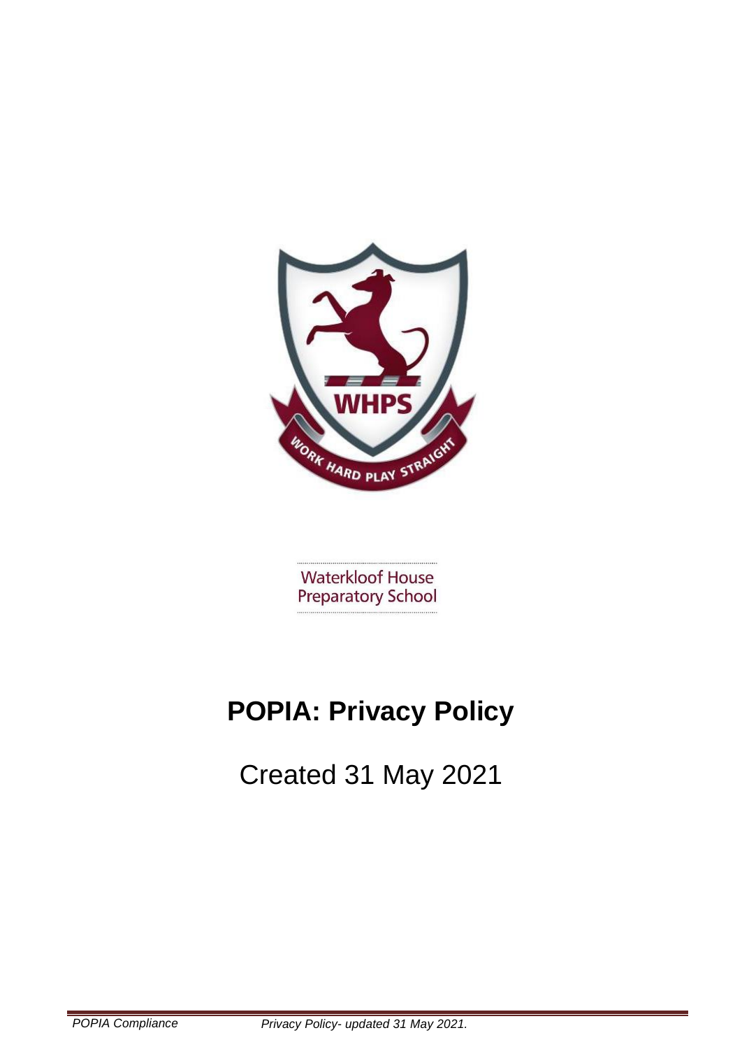Waterkloof House Preparatory School

# POPIA: Privacy Policy

Created 31 May 2021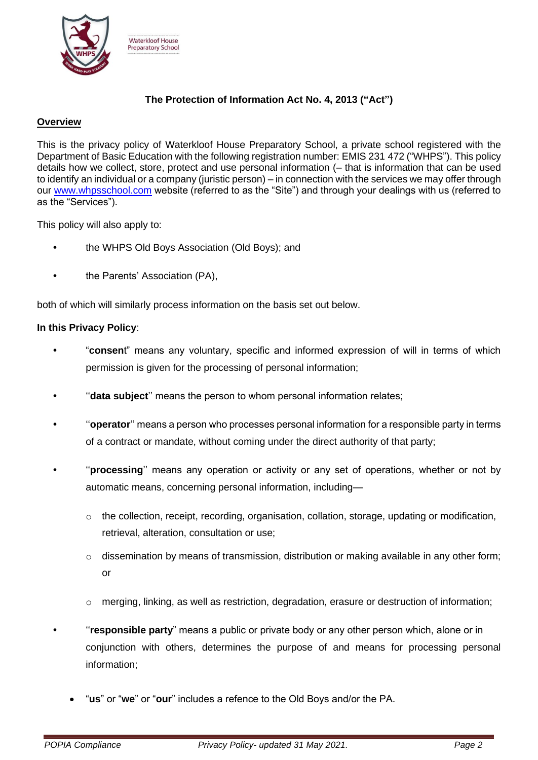**The Protection of Information Act No. 4, 2013 ("Act")**

## Overview

This is the privacy policy of Waterkloof House Preparatory School, a private school registered with the Department of Basic Education with the following registration number: EMIS 231 472 ("WHPS"). This policy details how we collect, store, protect and use personal information (– that is information that can be used to identify an individual or a company (juristic person) – in connection with the services we may offer through our [www.whpsschool.com](www.whpsschool.com) website (referred to as the "Site") and through your dealings with us (referred to as the "Services").

This policy will also apply to:

- the WHPS Old Boys Association (Old Boys); and
- the Parents' Association (PA),

both of which will similarly process information on the basis set out below.

**In this Privacy Policy**:

- "**consent**" means any voluntary, specific and informed expression of will in terms of which permission is given for the processing of personal information;
- ''**data subject**'' means the person to whom personal information relates;
- ''**operator**'' means a person who processes personal information for a responsible party in terms of a contract or mandate, without coming under the direct authority of that party;
- ''**processing**'' means any operation or activity or any set of operations, whether or not by automatic means, concerning personal information, including—
  - the collection, receipt, recording, organisation, collation, storage, updating or modification, retrieval, alteration, consultation or use;
  - dissemination by means of transmission, distribution or making available in any other form; or
  - merging, linking, as well as restriction, degradation, erasure or destruction of information;
- ''**responsible party**" means a public or private body or any other person which, alone or in conjunction with others, determines the purpose of and means for processing personal information;
- "**us**" or "**we**" or "**our**" includes a refence to the Old Boys and/or the PA.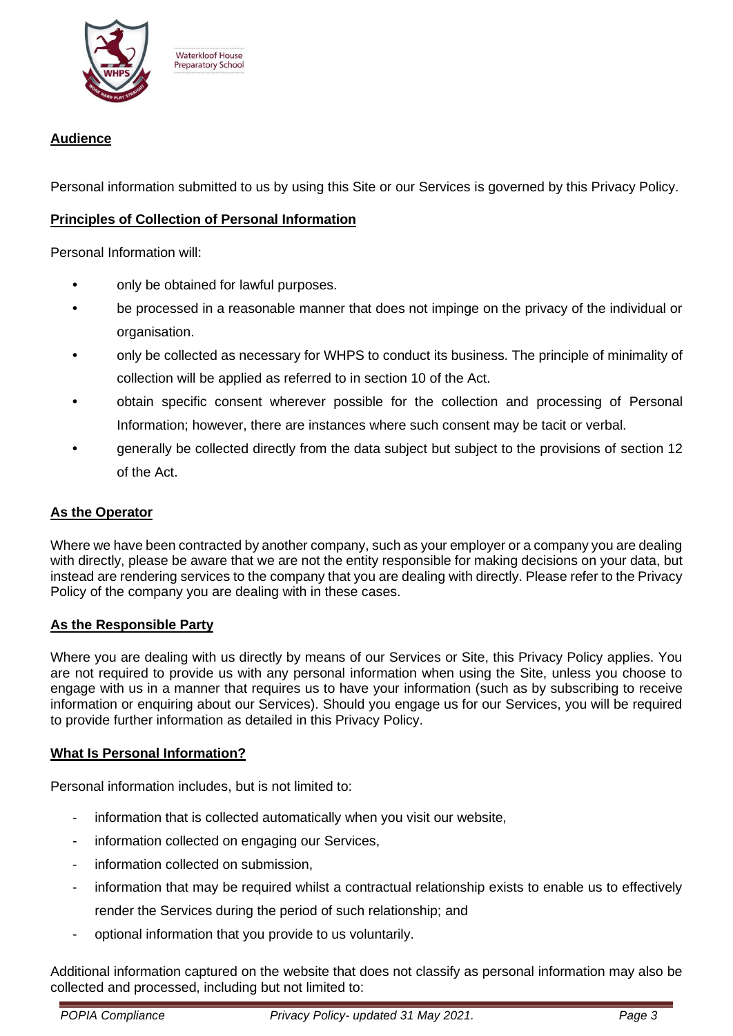## Audience

Personal information submitted to us by using this Site or our Services is governed by this Privacy Policy.

## Principles of Collection of Personal Information

Personal Information will:

- only be obtained for lawful purposes.
- be processed in a reasonable manner that does not impinge on the privacy of the individual or organisation.
- only be collected as necessary for WHPS to conduct its business. The principle of minimality of collection will be applied as referred to in section 10 of the Act.
- obtain specific consent wherever possible for the collection and processing of Personal Information; however, there are instances where such consent may be tacit or verbal.
- generally be collected directly from the data subject but subject to the provisions of section 12 of the Act.

## As the Operator

Where we have been contracted by another company, such as your employer or a company you are dealing with directly, please be aware that we are not the entity responsible for making decisions on your data, but instead are rendering services to the company that you are dealing with directly. Please refer to the Privacy Policy of the company you are dealing with in these cases.

## As the Responsible Party

Where you are dealing with us directly by means of our Services or Site, this Privacy Policy applies. You are not required to provide us with any personal information when using the Site, unless you choose to engage with us in a manner that requires us to have your information (such as by subscribing to receive information or enquiring about our Services). Should you engage us for our Services, you will be required to provide further information as detailed in this Privacy Policy.

## What Is Personal Information?

Personal information includes, but is not limited to:

- information that is collected automatically when you visit our website,
- information collected on engaging our Services,
- information collected on submission,
- information that may be required whilst a contractual relationship exists to enable us to effectively render the Services during the period of such relationship; and
- optional information that you provide to us voluntarily.

Additional information captured on the website that does not classify as personal information may also be collected and processed, including but not limited to: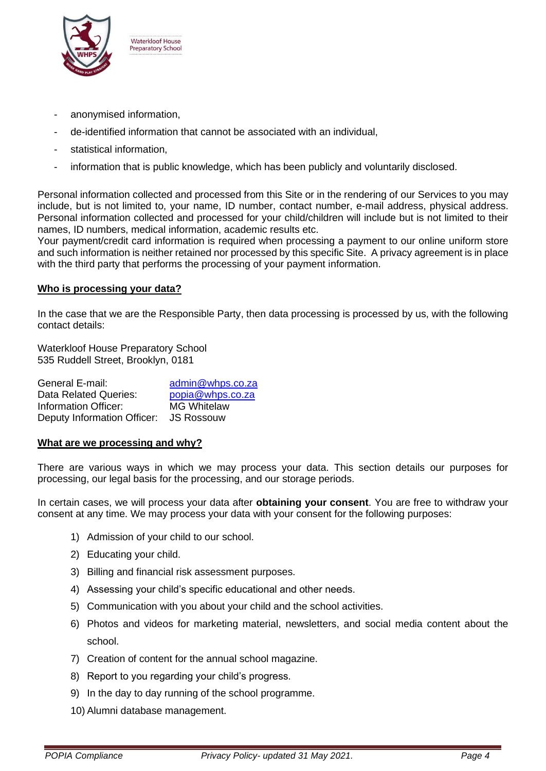- anonymised information,
- de-identified information that cannot be associated with an individual,
- statistical information,
- information that is public knowledge, which has been publicly and voluntarily disclosed.

Personal information collected and processed from this Site or in the rendering of our Services to you may include, but is not limited to, your name, ID number, contact number, e-mail address, physical address. Personal information collected and processed for your child/children will include but is not limited to their names, ID numbers, medical information, academic results etc.
Your payment/credit card information is required when processing a payment to our online uniform store and such information is neither retained nor processed by this specific Site. A privacy agreement is in place with the third party that performs the processing of your payment information.

**Who is processing your data?**

In the case that we are the Responsible Party, then data processing is processed by us, with the following contact details:

Waterkloof House Preparatory School
535 Ruddell Street, Brooklyn, 0181

| | |
|---|---|
| General E-mail: | admin@whps.co.za |
| Data Related Queries: | popia@whps.co.za |
| Information Officer: | MG Whitelaw |
| Deputy Information Officer: | JS Rossouw |

**What are we processing and why?**

There are various ways in which we may process your data. This section details our purposes for processing, our legal basis for the processing, and our storage periods.

In certain cases, we will process your data after **obtaining your consent**. You are free to withdraw your consent at any time. We may process your data with your consent for the following purposes:

1) Admission of your child to our school.
2) Educating your child.
3) Billing and financial risk assessment purposes.
4) Assessing your child's specific educational and other needs.
5) Communication with you about your child and the school activities.
6) Photos and videos for marketing material, newsletters, and social media content about the school.
7) Creation of content for the annual school magazine.
8) Report to you regarding your child's progress.
9) In the day to day running of the school programme.
10) Alumni database management.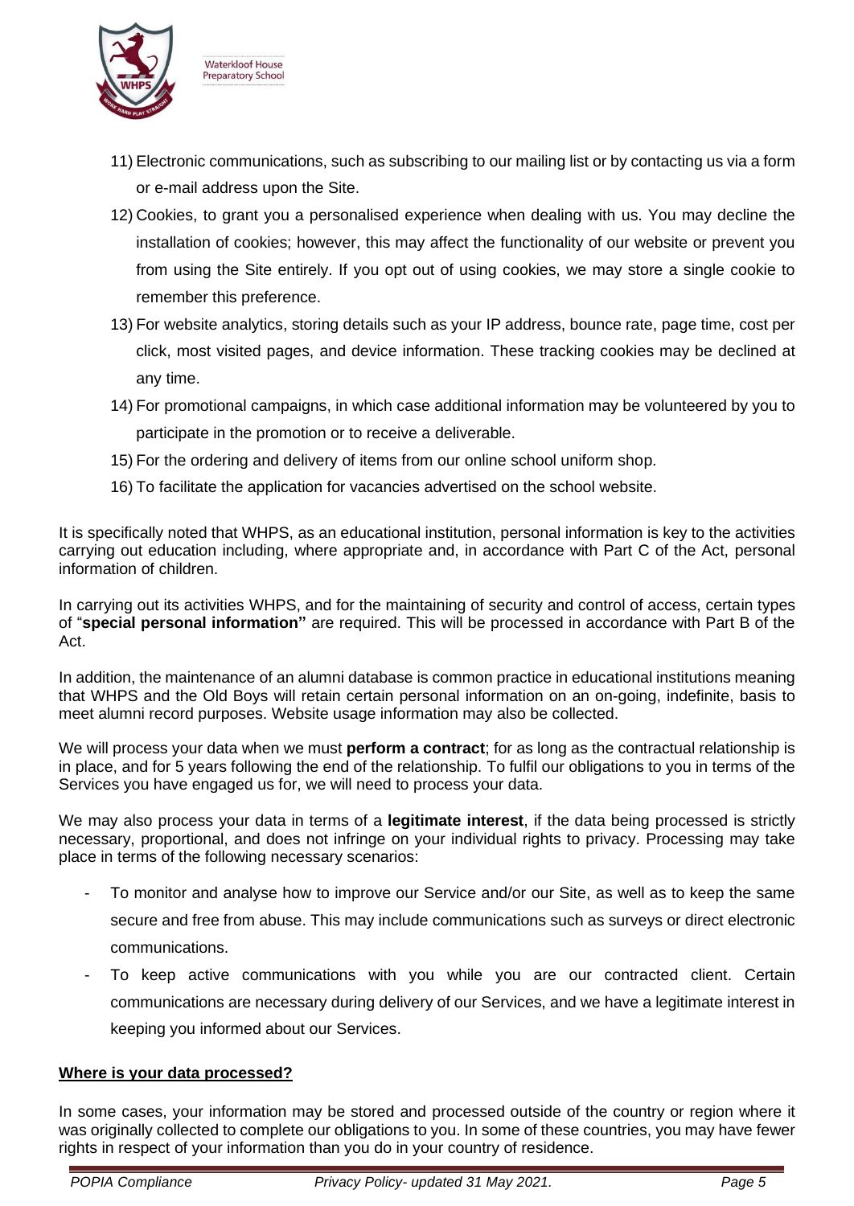11) Electronic communications, such as subscribing to our mailing list or by contacting us via a form or e-mail address upon the Site.
12) Cookies, to grant you a personalised experience when dealing with us. You may decline the installation of cookies; however, this may affect the functionality of our website or prevent you from using the Site entirely. If you opt out of using cookies, we may store a single cookie to remember this preference.
13) For website analytics, storing details such as your IP address, bounce rate, page time, cost per click, most visited pages, and device information. These tracking cookies may be declined at any time.
14) For promotional campaigns, in which case additional information may be volunteered by you to participate in the promotion or to receive a deliverable.
15) For the ordering and delivery of items from our online school uniform shop.
16) To facilitate the application for vacancies advertised on the school website.

It is specifically noted that WHPS, as an educational institution, personal information is key to the activities carrying out education including, where appropriate and, in accordance with Part C of the Act, personal information of children.

In carrying out its activities WHPS, and for the maintaining of security and control of access, certain types of "**special personal information"** are required. This will be processed in accordance with Part B of the Act.

In addition, the maintenance of an alumni database is common practice in educational institutions meaning that WHPS and the Old Boys will retain certain personal information on an on-going, indefinite, basis to meet alumni record purposes. Website usage information may also be collected.

We will process your data when we must **perform a contract**; for as long as the contractual relationship is in place, and for 5 years following the end of the relationship. To fulfil our obligations to you in terms of the Services you have engaged us for, we will need to process your data.

We may also process your data in terms of a **legitimate interest**, if the data being processed is strictly necessary, proportional, and does not infringe on your individual rights to privacy. Processing may take place in terms of the following necessary scenarios:

- To monitor and analyse how to improve our Service and/or our Site, as well as to keep the same secure and free from abuse. This may include communications such as surveys or direct electronic communications.
- To keep active communications with you while you are our contracted client. Certain communications are necessary during delivery of our Services, and we have a legitimate interest in keeping you informed about our Services.

**Where is your data processed?**

In some cases, your information may be stored and processed outside of the country or region where it was originally collected to complete our obligations to you. In some of these countries, you may have fewer rights in respect of your information than you do in your country of residence.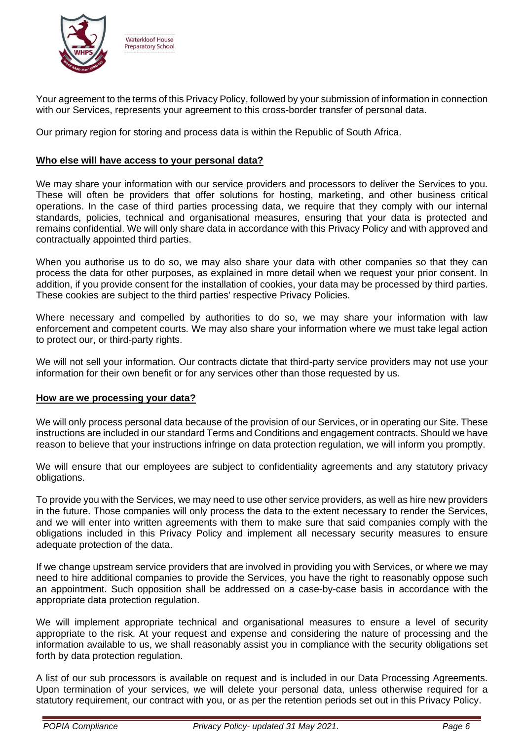Your agreement to the terms of this Privacy Policy, followed by your submission of information in connection with our Services, represents your agreement to this cross-border transfer of personal data.

Our primary region for storing and process data is within the Republic of South Africa.

**Who else will have access to your personal data?**

We may share your information with our service providers and processors to deliver the Services to you. These will often be providers that offer solutions for hosting, marketing, and other business critical operations. In the case of third parties processing data, we require that they comply with our internal standards, policies, technical and organisational measures, ensuring that your data is protected and remains confidential. We will only share data in accordance with this Privacy Policy and with approved and contractually appointed third parties.

When you authorise us to do so, we may also share your data with other companies so that they can process the data for other purposes, as explained in more detail when we request your prior consent. In addition, if you provide consent for the installation of cookies, your data may be processed by third parties. These cookies are subject to the third parties' respective Privacy Policies.

Where necessary and compelled by authorities to do so, we may share your information with law enforcement and competent courts. We may also share your information where we must take legal action to protect our, or third-party rights.

We will not sell your information. Our contracts dictate that third-party service providers may not use your information for their own benefit or for any services other than those requested by us.

**How are we processing your data?**

We will only process personal data because of the provision of our Services, or in operating our Site. These instructions are included in our standard Terms and Conditions and engagement contracts. Should we have reason to believe that your instructions infringe on data protection regulation, we will inform you promptly.

We will ensure that our employees are subject to confidentiality agreements and any statutory privacy obligations.

To provide you with the Services, we may need to use other service providers, as well as hire new providers in the future. Those companies will only process the data to the extent necessary to render the Services, and we will enter into written agreements with them to make sure that said companies comply with the obligations included in this Privacy Policy and implement all necessary security measures to ensure adequate protection of the data.

If we change upstream service providers that are involved in providing you with Services, or where we may need to hire additional companies to provide the Services, you have the right to reasonably oppose such an appointment. Such opposition shall be addressed on a case-by-case basis in accordance with the appropriate data protection regulation.

We will implement appropriate technical and organisational measures to ensure a level of security appropriate to the risk. At your request and expense and considering the nature of processing and the information available to us, we shall reasonably assist you in compliance with the security obligations set forth by data protection regulation.

A list of our sub processors is available on request and is included in our Data Processing Agreements. Upon termination of your services, we will delete your personal data, unless otherwise required for a statutory requirement, our contract with you, or as per the retention periods set out in this Privacy Policy.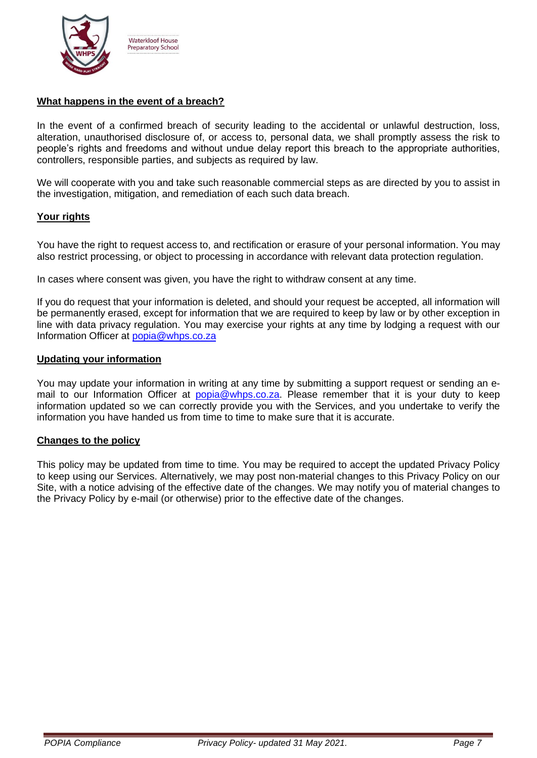## What happens in the event of a breach?

In the event of a confirmed breach of security leading to the accidental or unlawful destruction, loss, alteration, unauthorised disclosure of, or access to, personal data, we shall promptly assess the risk to people's rights and freedoms and without undue delay report this breach to the appropriate authorities, controllers, responsible parties, and subjects as required by law.

We will cooperate with you and take such reasonable commercial steps as are directed by you to assist in the investigation, mitigation, and remediation of each such data breach.

## Your rights

You have the right to request access to, and rectification or erasure of your personal information. You may also restrict processing, or object to processing in accordance with relevant data protection regulation.

In cases where consent was given, you have the right to withdraw consent at any time.

If you do request that your information is deleted, and should your request be accepted, all information will be permanently erased, except for information that we are required to keep by law or by other exception in line with data privacy regulation. You may exercise your rights at any time by lodging a request with our Information Officer at popia@whps.co.za

## Updating your information

You may update your information in writing at any time by submitting a support request or sending an e-mail to our Information Officer at popia@whps.co.za. Please remember that it is your duty to keep information updated so we can correctly provide you with the Services, and you undertake to verify the information you have handed us from time to time to make sure that it is accurate.

## Changes to the policy

This policy may be updated from time to time. You may be required to accept the updated Privacy Policy to keep using our Services. Alternatively, we may post non-material changes to this Privacy Policy on our Site, with a notice advising of the effective date of the changes. We may notify you of material changes to the Privacy Policy by e-mail (or otherwise) prior to the effective date of the changes.